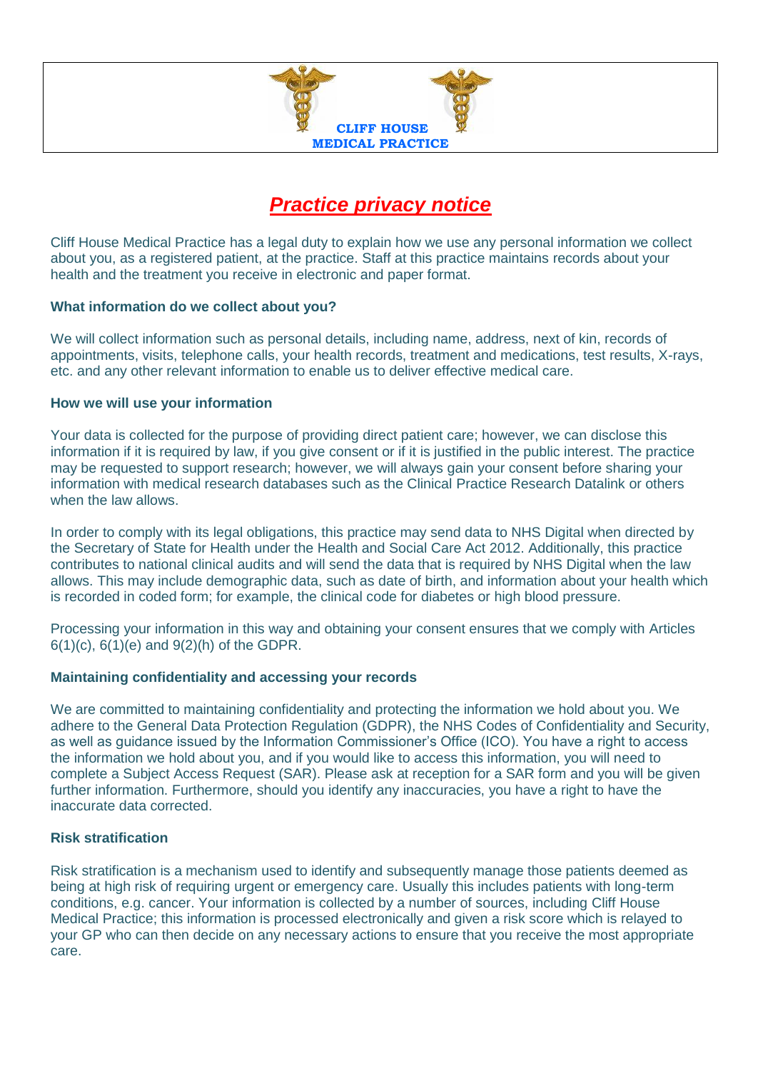**CLIFF HOUSE MEDICAL PRACTICE**

# *Practice privacy notice*

Cliff House Medical Practice has a legal duty to explain how we use any personal information we collect about you, as a registered patient, at the practice. Staff at this practice maintains records about your health and the treatment you receive in electronic and paper format.

### What information do we collect about you?

We will collect information such as personal details, including name, address, next of kin, records of appointments, visits, telephone calls, your health records, treatment and medications, test results, X-rays, etc. and any other relevant information to enable us to deliver effective medical care.

### How we will use your information

Your data is collected for the purpose of providing direct patient care; however, we can disclose this information if it is required by law, if you give consent or if it is justified in the public interest. The practice may be requested to support research; however, we will always gain your consent before sharing your information with medical research databases such as the Clinical Practice Research Datalink or others when the law allows.

In order to comply with its legal obligations, this practice may send data to NHS Digital when directed by the Secretary of State for Health under the Health and Social Care Act 2012. Additionally, this practice contributes to national clinical audits and will send the data that is required by NHS Digital when the law allows. This may include demographic data, such as date of birth, and information about your health which is recorded in coded form; for example, the clinical code for diabetes or high blood pressure.

Processing your information in this way and obtaining your consent ensures that we comply with Articles 6(1)(c), 6(1)(e) and 9(2)(h) of the GDPR.

### Maintaining confidentiality and accessing your records

We are committed to maintaining confidentiality and protecting the information we hold about you. We adhere to the General Data Protection Regulation (GDPR), the NHS Codes of Confidentiality and Security, as well as guidance issued by the Information Commissioner's Office (ICO). You have a right to access the information we hold about you, and if you would like to access this information, you will need to complete a Subject Access Request (SAR). Please ask at reception for a SAR form and you will be given further information. Furthermore, should you identify any inaccuracies, you have a right to have the inaccurate data corrected.

### Risk stratification

Risk stratification is a mechanism used to identify and subsequently manage those patients deemed as being at high risk of requiring urgent or emergency care. Usually this includes patients with long-term conditions, e.g. cancer. Your information is collected by a number of sources, including Cliff House Medical Practice; this information is processed electronically and given a risk score which is relayed to your GP who can then decide on any necessary actions to ensure that you receive the most appropriate care.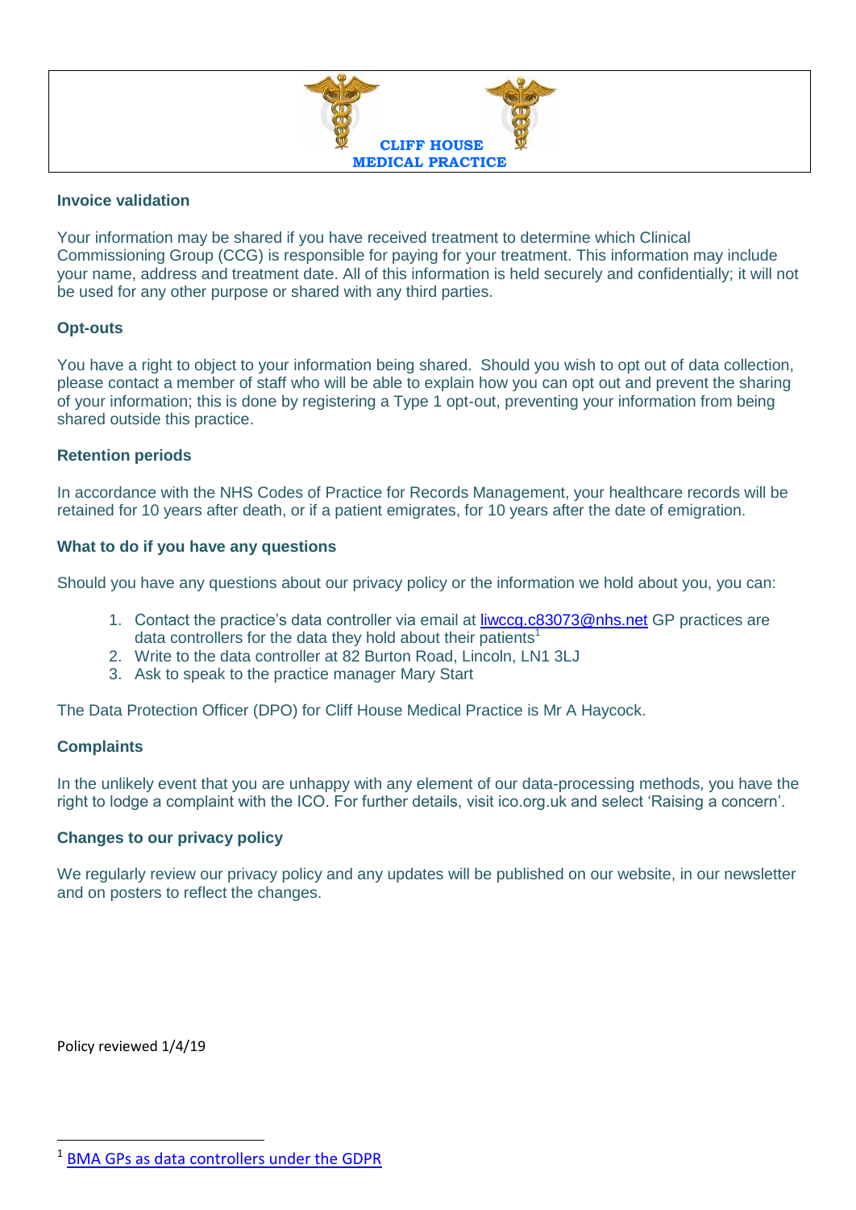CLIFF HOUSE MEDICAL PRACTICE

### Invoice validation

Your information may be shared if you have received treatment to determine which Clinical Commissioning Group (CCG) is responsible for paying for your treatment. This information may include your name, address and treatment date. All of this information is held securely and confidentially; it will not be used for any other purpose or shared with any third parties.

### Opt-outs

You have a right to object to your information being shared. Should you wish to opt out of data collection, please contact a member of staff who will be able to explain how you can opt out and prevent the sharing of your information; this is done by registering a Type 1 opt-out, preventing your information from being shared outside this practice.

### Retention periods

In accordance with the NHS Codes of Practice for Records Management, your healthcare records will be retained for 10 years after death, or if a patient emigrates, for 10 years after the date of emigration.

### What to do if you have any questions

Should you have any questions about our privacy policy or the information we hold about you, you can:

1. Contact the practice's data controller via email at liwccg.c83073@nhs.net GP practices are data controllers for the data they hold about their patients[1]
2. Write to the data controller at 82 Burton Road, Lincoln, LN1 3LJ
3. Ask to speak to the practice manager Mary Start

The Data Protection Officer (DPO) for Cliff House Medical Practice is Mr A Haycock.

### Complaints

In the unlikely event that you are unhappy with any element of our data-processing methods, you have the right to lodge a complaint with the ICO. For further details, visit ico.org.uk and select 'Raising a concern'.

### Changes to our privacy policy

We regularly review our privacy policy and any updates will be published on our website, in our newsletter and on posters to reflect the changes.

Policy reviewed 1/4/19

[1] BMA GPs as data controllers under the GDPR